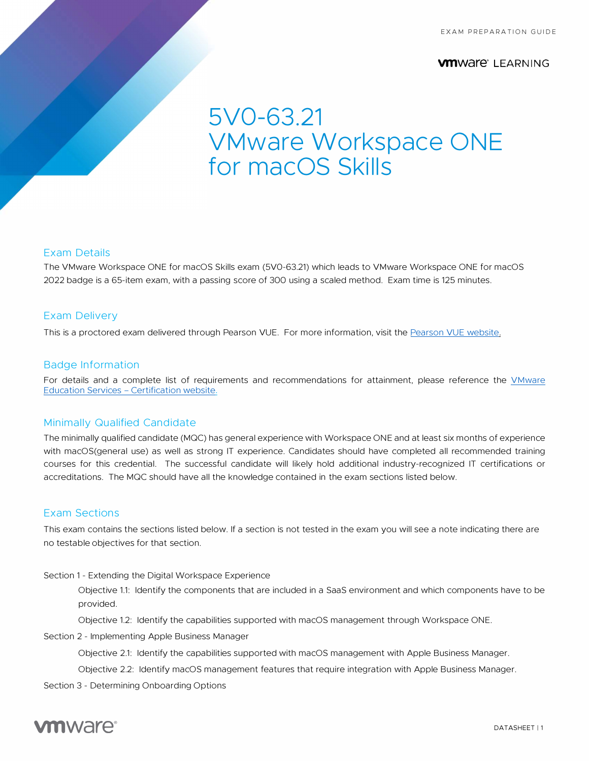EXAM PREPARATION GUIDE

VMware LEARNING

# 5V0-63.21 VMware Workspace ONE for macOS Skills

## Exam Details

The VMware Workspace ONE for macOS Skills exam (5V0-63.21) which leads to VMware Workspace ONE for macOS 2022 badge is a 65-item exam, with a passing score of 300 using a scaled method. Exam time is 125 minutes.

## Exam Delivery

This is a proctored exam delivered through Pearson VUE. For more information, visit the Pearson VUE website.

## Badge Information

For details and a complete list of requirements and recommendations for attainment, please reference the VMware Education Services – Certification website.

## Minimally Qualified Candidate

The minimally qualified candidate (MQC) has general experience with Workspace ONE and at least six months of experience with macOS(general use) as well as strong IT experience. Candidates should have completed all recommended training courses for this credential. The successful candidate will likely hold additional industry-recognized IT certifications or accreditations. The MQC should have all the knowledge contained in the exam sections listed below.

## Exam Sections

This exam contains the sections listed below. If a section is not tested in the exam you will see a note indicating there are no testable objectives for that section.

Section 1 - Extending the Digital Workspace Experience

- Objective 1.1: Identify the components that are included in a SaaS environment and which components have to be provided.
- Objective 1.2: Identify the capabilities supported with macOS management through Workspace ONE.

Section 2 - Implementing Apple Business Manager

- Objective 2.1: Identify the capabilities supported with macOS management with Apple Business Manager.
- Objective 2.2: Identify macOS management features that require integration with Apple Business Manager.

Section 3 - Determining Onboarding Options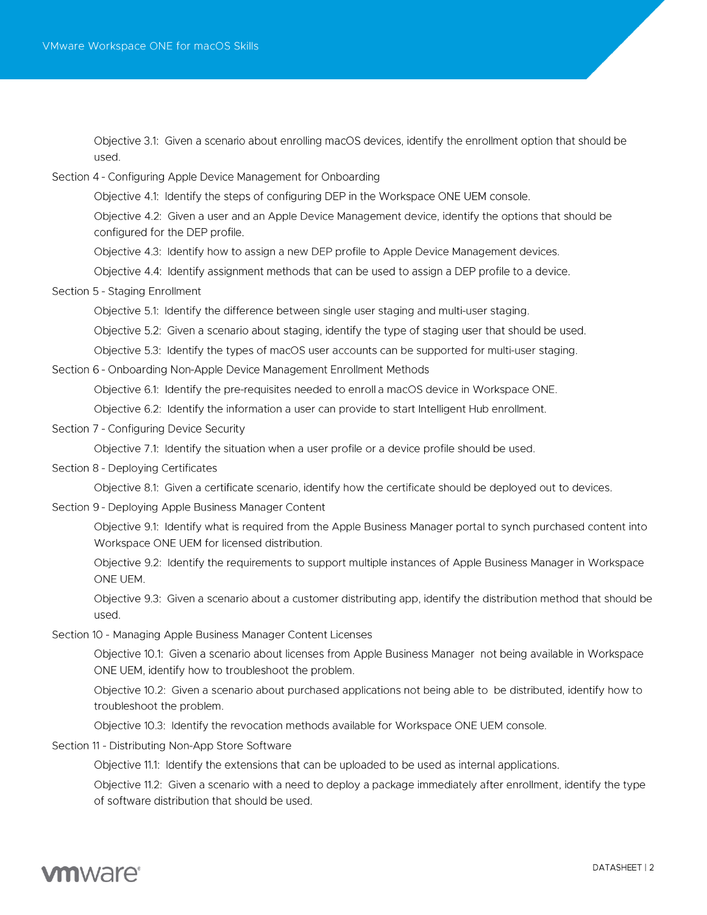Objective 3.1: Given a scenario about enrolling macOS devices, identify the enrollment option that should be used.

Section 4 - Configuring Apple Device Management for Onboarding

- Objective 4.1: Identify the steps of configuring DEP in the Workspace ONE UEM console.
- Objective 4.2: Given a user and an Apple Device Management device, identify the options that should be configured for the DEP profile.
- Objective 4.3: Identify how to assign a new DEP profile to Apple Device Management devices.
- Objective 4.4: Identify assignment methods that can be used to assign a DEP profile to a device.

Section 5 - Staging Enrollment

- Objective 5.1: Identify the difference between single user staging and multi-user staging.
- Objective 5.2: Given a scenario about staging, identify the type of staging user that should be used.
- Objective 5.3: Identify the types of macOS user accounts can be supported for multi-user staging.

Section 6 - Onboarding Non-Apple Device Management Enrollment Methods

- Objective 6.1: Identify the pre-requisites needed to enroll a macOS device in Workspace ONE.
- Objective 6.2: Identify the information a user can provide to start Intelligent Hub enrollment.

Section 7 - Configuring Device Security

- Objective 7.1: Identify the situation when a user profile or a device profile should be used.

Section 8 - Deploying Certificates

- Objective 8.1: Given a certificate scenario, identify how the certificate should be deployed out to devices.

Section 9 - Deploying Apple Business Manager Content

- Objective 9.1: Identify what is required from the Apple Business Manager portal to synch purchased content into Workspace ONE UEM for licensed distribution.
- Objective 9.2: Identify the requirements to support multiple instances of Apple Business Manager in Workspace ONE UEM.
- Objective 9.3: Given a scenario about a customer distributing app, identify the distribution method that should be used.

Section 10 - Managing Apple Business Manager Content Licenses

- Objective 10.1: Given a scenario about licenses from Apple Business Manager not being available in Workspace ONE UEM, identify how to troubleshoot the problem.
- Objective 10.2: Given a scenario about purchased applications not being able to be distributed, identify how to troubleshoot the problem.
- Objective 10.3: Identify the revocation methods available for Workspace ONE UEM console.

Section 11 - Distributing Non-App Store Software

- Objective 11.1: Identify the extensions that can be uploaded to be used as internal applications.
- Objective 11.2: Given a scenario with a need to deploy a package immediately after enrollment, identify the type of software distribution that should be used.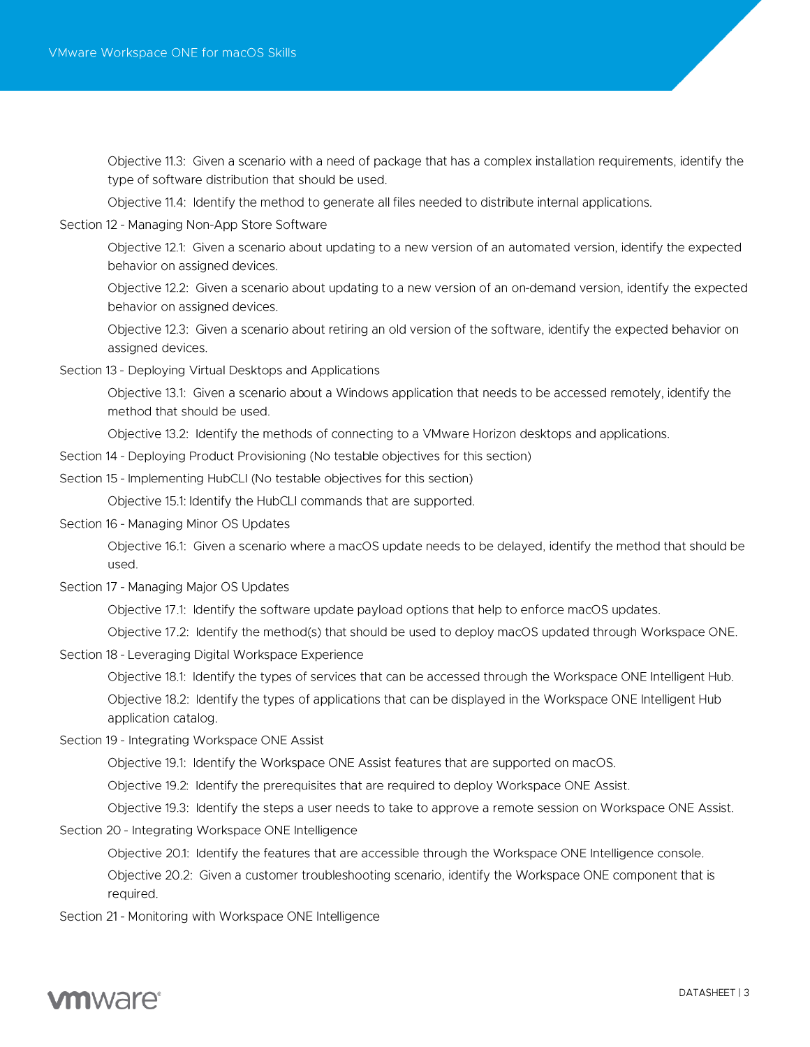Objective 11.3: Given a scenario with a need of package that has a complex installation requirements, identify the type of software distribution that should be used.

Objective 11.4: Identify the method to generate all files needed to distribute internal applications.

Section 12 - Managing Non-App Store Software

Objective 12.1: Given a scenario about updating to a new version of an automated version, identify the expected behavior on assigned devices.

Objective 12.2: Given a scenario about updating to a new version of an on-demand version, identify the expected behavior on assigned devices.

Objective 12.3: Given a scenario about retiring an old version of the software, identify the expected behavior on assigned devices.

Section 13 - Deploying Virtual Desktops and Applications

Objective 13.1: Given a scenario about a Windows application that needs to be accessed remotely, identify the method that should be used.

Objective 13.2: Identify the methods of connecting to a VMware Horizon desktops and applications.

Section 14 - Deploying Product Provisioning (No testable objectives for this section)

Section 15 - Implementing HubCLI (No testable objectives for this section)

Objective 15.1: Identify the HubCLI commands that are supported.

Section 16 - Managing Minor OS Updates

Objective 16.1: Given a scenario where a macOS update needs to be delayed, identify the method that should be used.

Section 17 - Managing Major OS Updates

Objective 17.1: Identify the software update payload options that help to enforce macOS updates.

Objective 17.2: Identify the method(s) that should be used to deploy macOS updated through Workspace ONE.

Section 18 - Leveraging Digital Workspace Experience

Objective 18.1: Identify the types of services that can be accessed through the Workspace ONE Intelligent Hub.

Objective 18.2: Identify the types of applications that can be displayed in the Workspace ONE Intelligent Hub application catalog.

Section 19 - Integrating Workspace ONE Assist

Objective 19.1: Identify the Workspace ONE Assist features that are supported on macOS.

Objective 19.2: Identify the prerequisites that are required to deploy Workspace ONE Assist.

Objective 19.3: Identify the steps a user needs to take to approve a remote session on Workspace ONE Assist.

Section 20 - Integrating Workspace ONE Intelligence

Objective 20.1: Identify the features that are accessible through the Workspace ONE Intelligence console.

Objective 20.2: Given a customer troubleshooting scenario, identify the Workspace ONE component that is required.

Section 21 - Monitoring with Workspace ONE Intelligence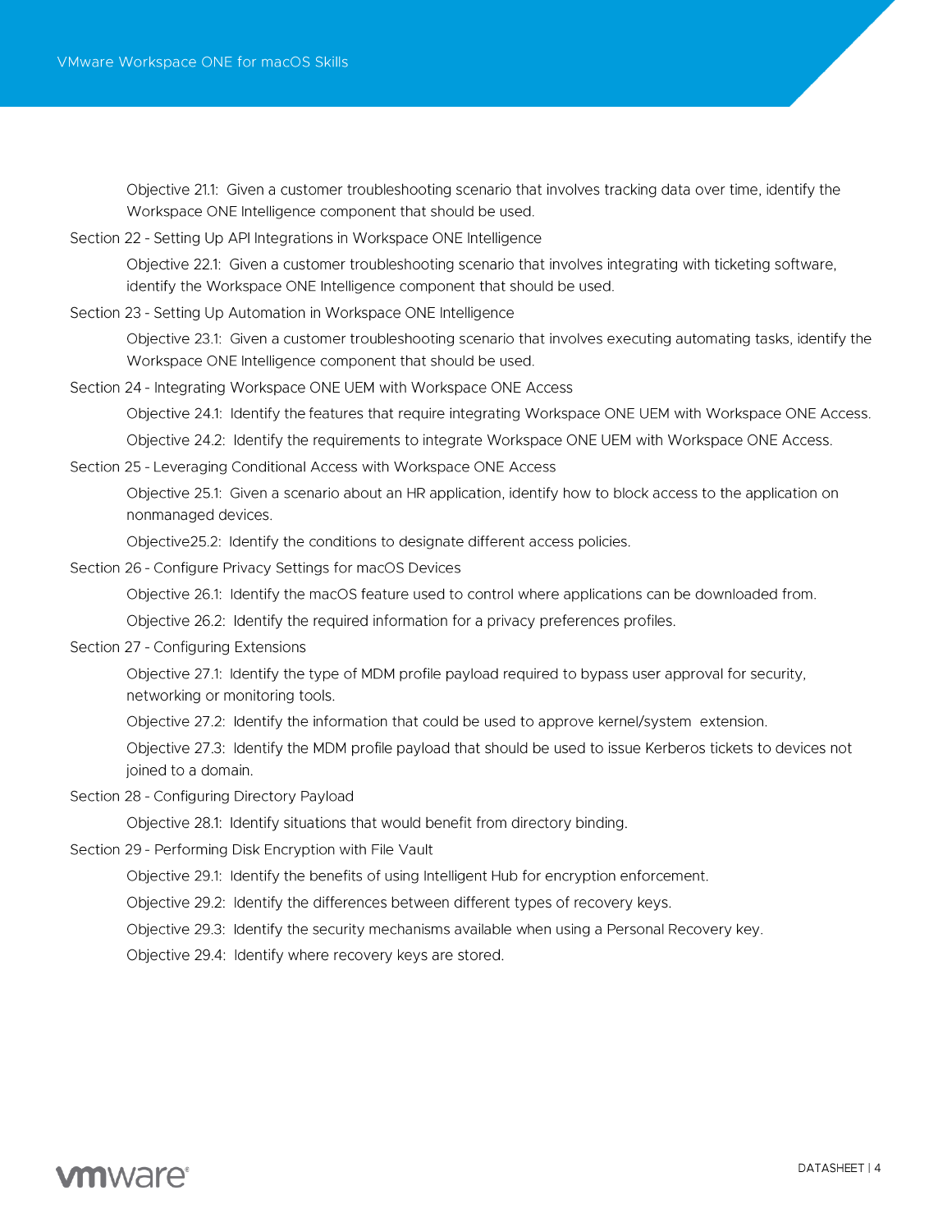Objective 21.1: Given a customer troubleshooting scenario that involves tracking data over time, identify the Workspace ONE Intelligence component that should be used.

Section 22 - Setting Up API Integrations in Workspace ONE Intelligence

Objective 22.1: Given a customer troubleshooting scenario that involves integrating with ticketing software, identify the Workspace ONE Intelligence component that should be used.

Section 23 - Setting Up Automation in Workspace ONE Intelligence

Objective 23.1: Given a customer troubleshooting scenario that involves executing automating tasks, identify the Workspace ONE Intelligence component that should be used.

Section 24 - Integrating Workspace ONE UEM with Workspace ONE Access

Objective 24.1: Identify the features that require integrating Workspace ONE UEM with Workspace ONE Access.

Objective 24.2: Identify the requirements to integrate Workspace ONE UEM with Workspace ONE Access.

Section 25 - Leveraging Conditional Access with Workspace ONE Access

Objective 25.1: Given a scenario about an HR application, identify how to block access to the application on nonmanaged devices.

Objective25.2: Identify the conditions to designate different access policies.

Section 26 - Configure Privacy Settings for macOS Devices

Objective 26.1: Identify the macOS feature used to control where applications can be downloaded from.

Objective 26.2: Identify the required information for a privacy preferences profiles.

Section 27 - Configuring Extensions

Objective 27.1: Identify the type of MDM profile payload required to bypass user approval for security, networking or monitoring tools.

Objective 27.2: Identify the information that could be used to approve kernel/system extension.

Objective 27.3: Identify the MDM profile payload that should be used to issue Kerberos tickets to devices not joined to a domain.

Section 28 - Configuring Directory Payload

Objective 28.1: Identify situations that would benefit from directory binding.

Section 29 - Performing Disk Encryption with File Vault

Objective 29.1: Identify the benefits of using Intelligent Hub for encryption enforcement.

Objective 29.2: Identify the differences between different types of recovery keys.

Objective 29.3: Identify the security mechanisms available when using a Personal Recovery key.

Objective 29.4: Identify where recovery keys are stored.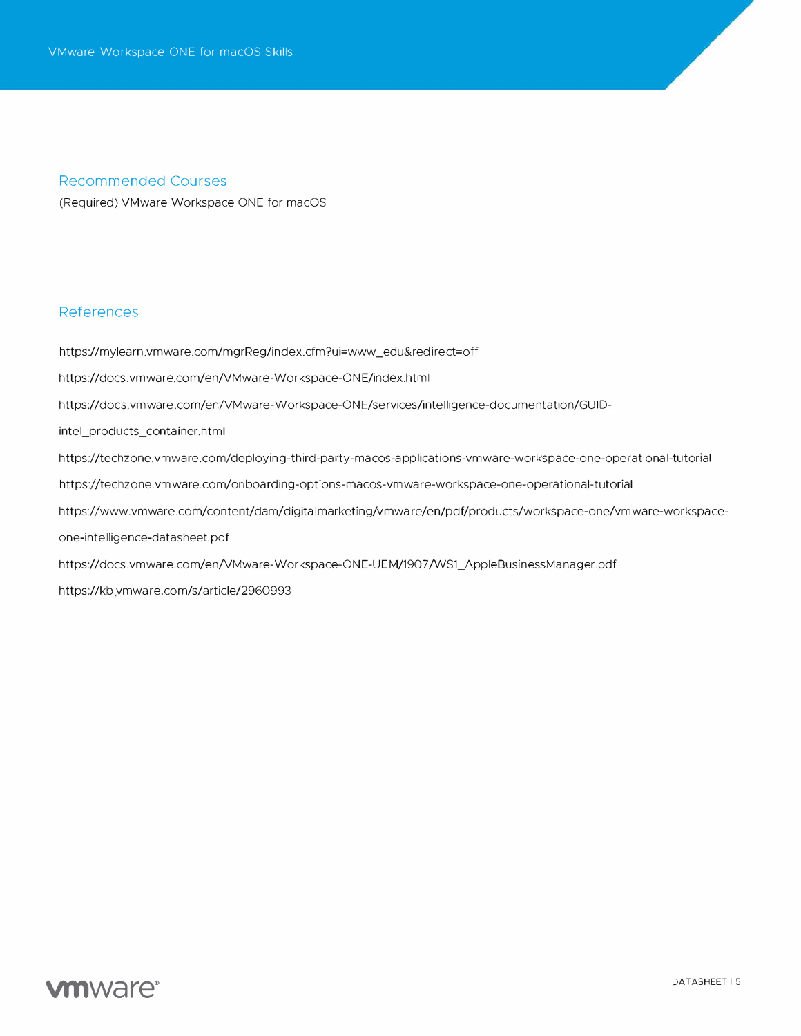## Recommended Courses

(Required) VMware Workspace ONE for macOS

## References

https://mylearn.vmware.com/mgrReg/index.cfm?ui=www_edu&redirect=off

https://docs.vmware.com/en/VMware-Workspace-ONE/index.html

https://docs.vmware.com/en/VMware-Workspace-ONE/services/intelligence-documentation/GUID-intel_products_container.html

https://techzone.vmware.com/deploying-third-party-macos-applications-vmware-workspace-one-operational-tutorial

https://techzone.vmware.com/onboarding-options-macos-vmware-workspace-one-operational-tutorial

https://www.vmware.com/content/dam/digitalmarketing/vmware/en/pdf/products/workspace-one/vmware-workspace-one-intelligence-datasheet.pdf

https://docs.vmware.com/en/VMware-Workspace-ONE-UEM/1907/WS1_AppleBusinessManager.pdf

https://kb.vmware.com/s/article/2960993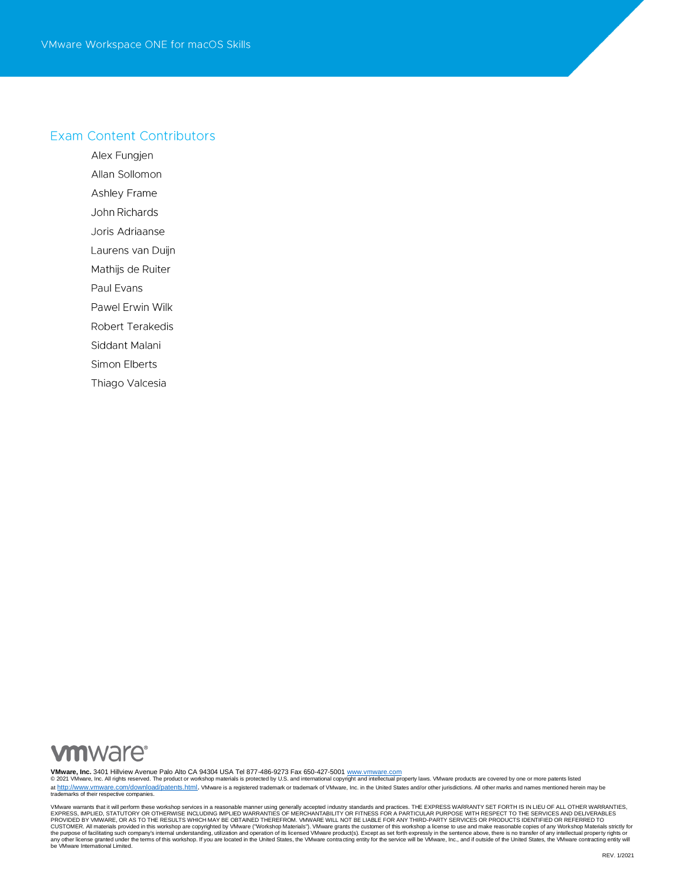## Exam Content Contributors

- Alex Fungjen
- Allan Sollomon
- Ashley Frame
- John Richards
- Joris Adriaanse
- Laurens van Duijn
- Mathijs de Ruiter
- Paul Evans
- Pawel Erwin Wilk
- Robert Terakedis
- Siddant Malani
- Simon Elberts
- Thiago Valcesia

**VMware, Inc.** 3401 Hillview Avenue Palo Alto CA 94304 USA Tel 877-486-9273 Fax 650-427-5001 www.vmware.com
© 2021 VMware, Inc. All rights reserved. The product or workshop materials is protected by U.S. and international copyright and intellectual property laws. VMware products are covered by one or more patents listed at http://www.vmware.com/download/patents.html. VMware is a registered trademark or trademark of VMware, Inc. in the United States and/or other jurisdictions. All other marks and names mentioned herein may be trademarks of their respective companies.

VMware warrants that it will perform these workshop services in a reasonable manner using generally accepted industry standards and practices. THE EXPRESS WARRANTY SET FORTH IS IN LIEU OF ALL OTHER WARRANTIES, EXPRESS, IMPLIED, STATUTORY OR OTHERWISE INCLUDING IMPLIED WARRANTIES OF MERCHANTABILITY OR FITNESS FOR A PARTICULAR PURPOSE WITH RESPECT TO THE SERVICES AND DELIVERABLES PROVIDED BY VMWARE, OR AS TO THE RESULTS WHICH MAY BE OBTAINED THEREFROM. VMWARE WILL NOT BE LIABLE FOR ANY THIRD-PARTY SERVICES OR PRODUCTS IDENTIFIED OR REFERRED TO CUSTOMER. All materials provided in this workshop are copyrighted by VMware ("Workshop Materials"). VMware grants the customer of this workshop a license to use and make reasonable copies of any Workshop Materials strictly for the purpose of facilitating such company's internal understanding, utilization and operation of its licensed VMware product(s). Except as set forth expressly in the sentence above, there is no transfer of any intellectual property rights or any other license granted under the terms of this workshop. If you are located in the United States, the VMware contracting entity for the service will be VMware, Inc., and if outside of the United States, the VMware contracting entity will be VMware International Limited.

REV. 1/2021